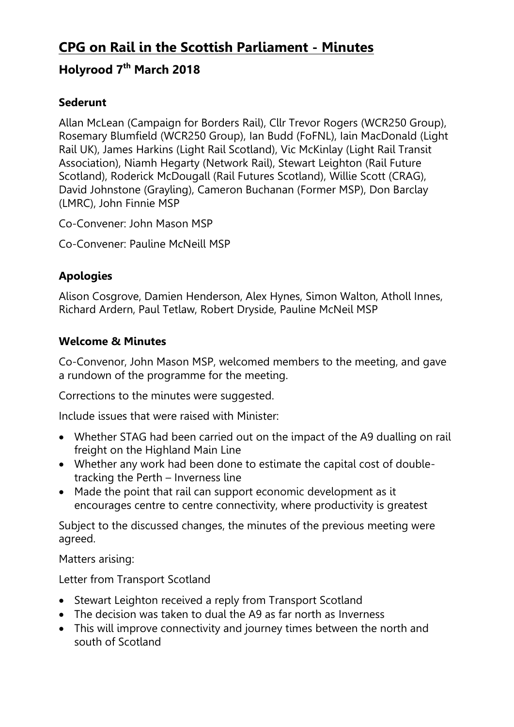# CPG on Rail in the Scottish Parliament - Minutes

## Holyrood 7th March 2018

### Sederunt

Allan McLean (Campaign for Borders Rail), Cllr Trevor Rogers (WCR250 Group), Rosemary Blumfield (WCR250 Group), Ian Budd (FoFNL), Iain MacDonald (Light Rail UK), James Harkins (Light Rail Scotland), Vic McKinlay (Light Rail Transit Association), Niamh Hegarty (Network Rail), Stewart Leighton (Rail Future Scotland), Roderick McDougall (Rail Futures Scotland), Willie Scott (CRAG), David Johnstone (Grayling), Cameron Buchanan (Former MSP), Don Barclay (LMRC), John Finnie MSP

Co-Convener: John Mason MSP

Co-Convener: Pauline McNeill MSP

### Apologies

Alison Cosgrove, Damien Henderson, Alex Hynes, Simon Walton, Atholl Innes, Richard Ardern, Paul Tetlaw, Robert Dryside, Pauline McNeil MSP

### Welcome & Minutes

Co-Convenor, John Mason MSP, welcomed members to the meeting, and gave a rundown of the programme for the meeting.

Corrections to the minutes were suggested.

Include issues that were raised with Minister:

- Whether STAG had been carried out on the impact of the A9 dualling on rail freight on the Highland Main Line
- Whether any work had been done to estimate the capital cost of double-tracking the Perth – Inverness line
- Made the point that rail can support economic development as it encourages centre to centre connectivity, where productivity is greatest

Subject to the discussed changes, the minutes of the previous meeting were agreed.

Matters arising:

Letter from Transport Scotland

- Stewart Leighton received a reply from Transport Scotland
- The decision was taken to dual the A9 as far north as Inverness
- This will improve connectivity and journey times between the north and south of Scotland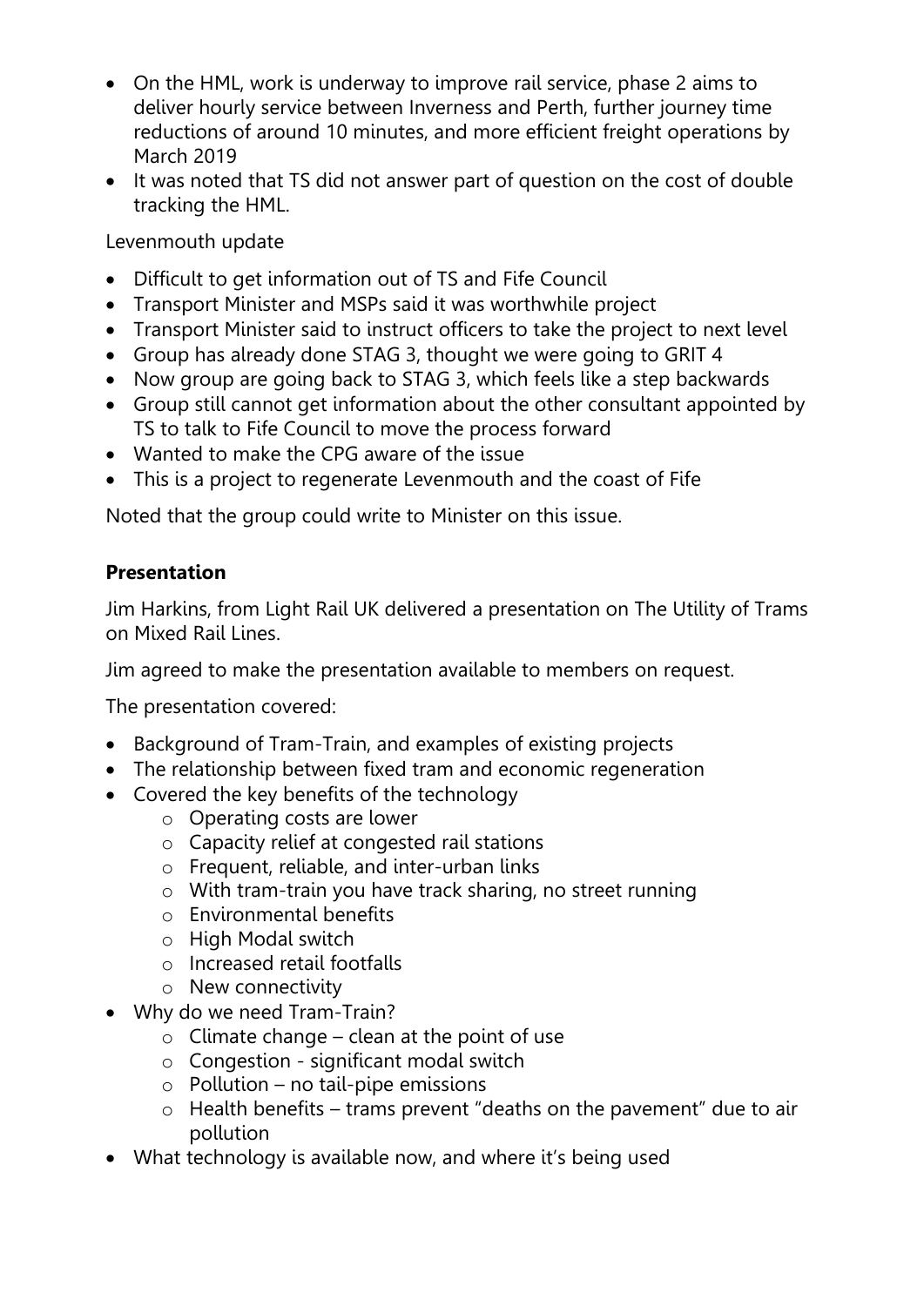- On the HML, work is underway to improve rail service, phase 2 aims to deliver hourly service between Inverness and Perth, further journey time reductions of around 10 minutes, and more efficient freight operations by March 2019
- It was noted that TS did not answer part of question on the cost of double tracking the HML.

Levenmouth update

- Difficult to get information out of TS and Fife Council
- Transport Minister and MSPs said it was worthwhile project
- Transport Minister said to instruct officers to take the project to next level
- Group has already done STAG 3, thought we were going to GRIT 4
- Now group are going back to STAG 3, which feels like a step backwards
- Group still cannot get information about the other consultant appointed by TS to talk to Fife Council to move the process forward
- Wanted to make the CPG aware of the issue
- This is a project to regenerate Levenmouth and the coast of Fife

Noted that the group could write to Minister on this issue.

**Presentation**

Jim Harkins, from Light Rail UK delivered a presentation on The Utility of Trams on Mixed Rail Lines.

Jim agreed to make the presentation available to members on request.

The presentation covered:

- Background of Tram-Train, and examples of existing projects
- The relationship between fixed tram and economic regeneration
- Covered the key benefits of the technology
  - Operating costs are lower
  - Capacity relief at congested rail stations
  - Frequent, reliable, and inter-urban links
  - With tram-train you have track sharing, no street running
  - Environmental benefits
  - High Modal switch
  - Increased retail footfalls
  - New connectivity
- Why do we need Tram-Train?
  - Climate change – clean at the point of use
  - Congestion - significant modal switch
  - Pollution – no tail-pipe emissions
  - Health benefits – trams prevent "deaths on the pavement" due to air pollution
- What technology is available now, and where it's being used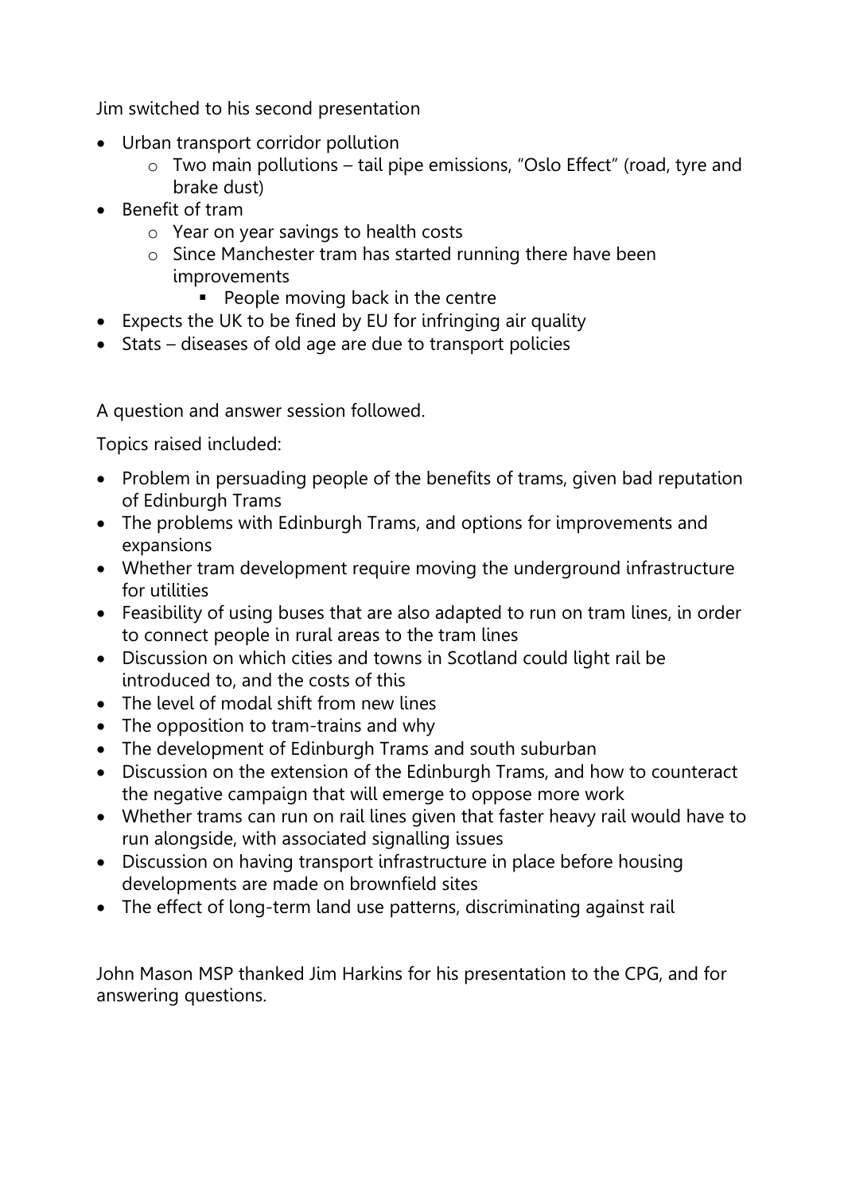Jim switched to his second presentation

- Urban transport corridor pollution
  - Two main pollutions – tail pipe emissions, "Oslo Effect" (road, tyre and brake dust)
- Benefit of tram
  - Year on year savings to health costs
  - Since Manchester tram has started running there have been improvements
    - People moving back in the centre
- Expects the UK to be fined by EU for infringing air quality
- Stats – diseases of old age are due to transport policies

A question and answer session followed.

Topics raised included:

- Problem in persuading people of the benefits of trams, given bad reputation of Edinburgh Trams
- The problems with Edinburgh Trams, and options for improvements and expansions
- Whether tram development require moving the underground infrastructure for utilities
- Feasibility of using buses that are also adapted to run on tram lines, in order to connect people in rural areas to the tram lines
- Discussion on which cities and towns in Scotland could light rail be introduced to, and the costs of this
- The level of modal shift from new lines
- The opposition to tram-trains and why
- The development of Edinburgh Trams and south suburban
- Discussion on the extension of the Edinburgh Trams, and how to counteract the negative campaign that will emerge to oppose more work
- Whether trams can run on rail lines given that faster heavy rail would have to run alongside, with associated signalling issues
- Discussion on having transport infrastructure in place before housing developments are made on brownfield sites
- The effect of long-term land use patterns, discriminating against rail

John Mason MSP thanked Jim Harkins for his presentation to the CPG, and for answering questions.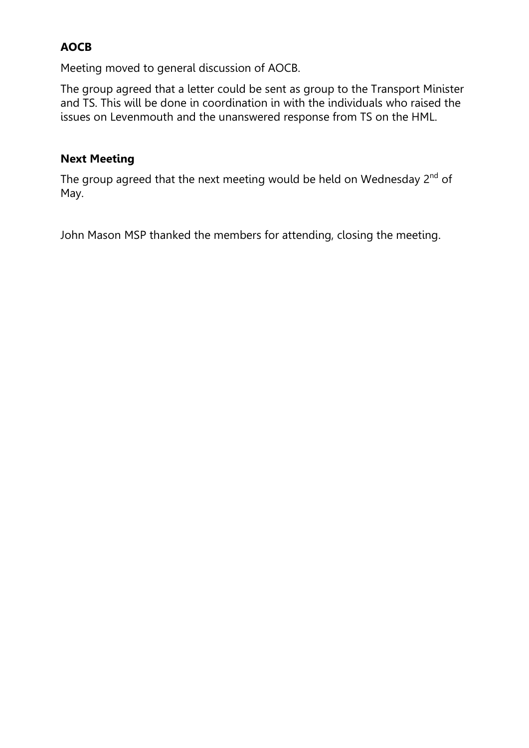**AOCB**

Meeting moved to general discussion of AOCB.

The group agreed that a letter could be sent as group to the Transport Minister and TS. This will be done in coordination in with the individuals who raised the issues on Levenmouth and the unanswered response from TS on the HML.

**Next Meeting**

The group agreed that the next meeting would be held on Wednesday 2nd of May.

John Mason MSP thanked the members for attending, closing the meeting.